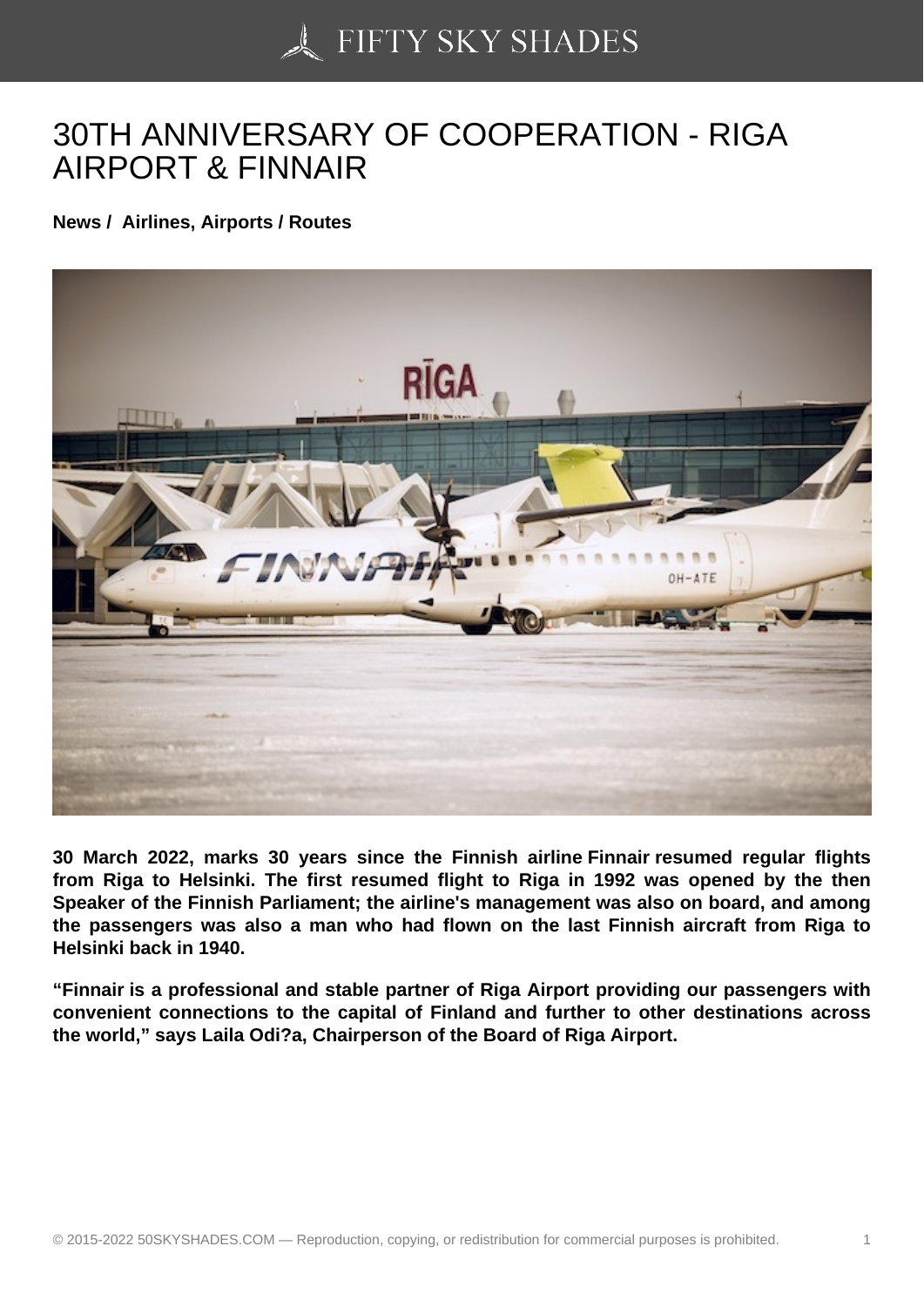# 30TH ANNIVERSARY OF COOPERATION - RIGA AIRPORT & FINNAIR

**News / Airlines, Airports / Routes**

**30 March 2022, marks 30 years since the Finnish airline Finnair resumed regular flights from Riga to Helsinki. The first resumed flight to Riga in 1992 was opened by the then Speaker of the Finnish Parliament; the airline's management was also on board, and among the passengers was also a man who had flown on the last Finnish aircraft from Riga to Helsinki back in 1940.**

**"Finnair is a professional and stable partner of Riga Airport providing our passengers with convenient connections to the capital of Finland and further to other destinations across the world," says Laila Odi?a, Chairperson of the Board of Riga Airport.**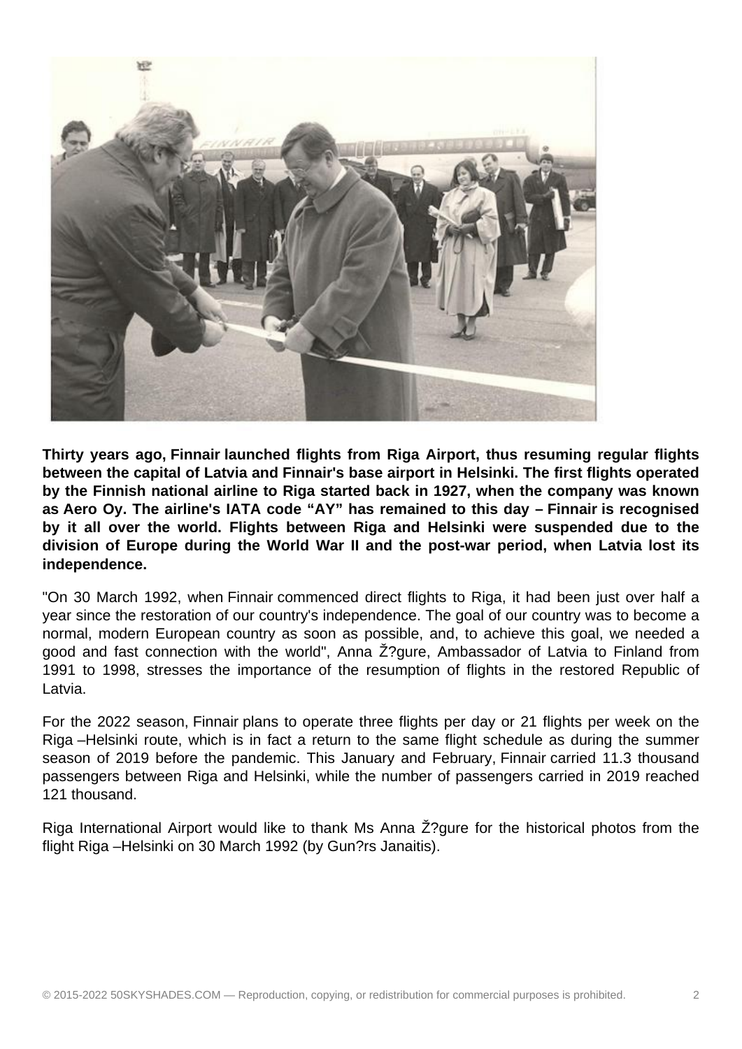**Thirty years ago, Finnair launched flights from Riga Airport, thus resuming regular flights between the capital of Latvia and Finnair's base airport in Helsinki. The first flights operated by the Finnish national airline to Riga started back in 1927, when the company was known as Aero Oy. The airline's IATA code "AY" has remained to this day – Finnair is recognised by it all over the world. Flights between Riga and Helsinki were suspended due to the division of Europe during the World War II and the post-war period, when Latvia lost its independence.**

"On 30 March 1992, when Finnair commenced direct flights to Riga, it had been just over half a year since the restoration of our country's independence. The goal of our country was to become a normal, modern European country as soon as possible, and, to achieve this goal, we needed a good and fast connection with the world", Anna Ž?gure, Ambassador of Latvia to Finland from 1991 to 1998, stresses the importance of the resumption of flights in the restored Republic of Latvia.

For the 2022 season, Finnair plans to operate three flights per day or 21 flights per week on the Riga –Helsinki route, which is in fact a return to the same flight schedule as during the summer season of 2019 before the pandemic. This January and February, Finnair carried 11.3 thousand passengers between Riga and Helsinki, while the number of passengers carried in 2019 reached 121 thousand.

Riga International Airport would like to thank Ms Anna Ž?gure for the historical photos from the flight Riga –Helsinki on 30 March 1992 (by Gun?rs Janaitis).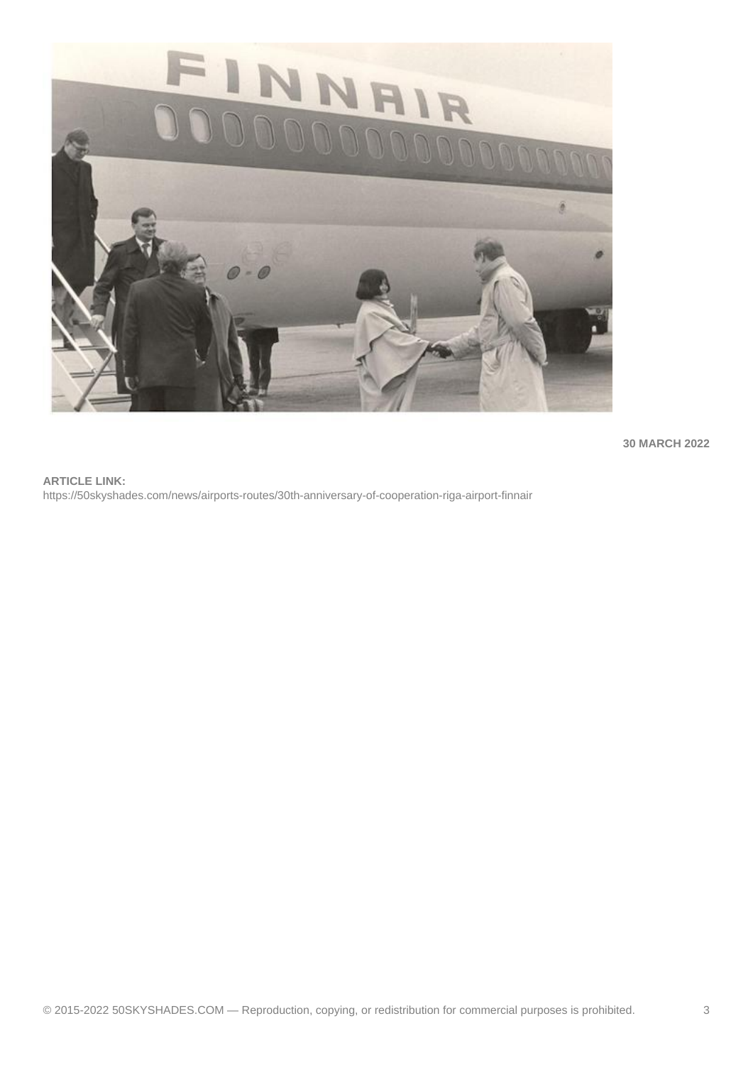30 MARCH 2022

**ARTICLE LINK:**
https://50skyshades.com/news/airports-routes/30th-anniversary-of-cooperation-riga-airport-finnair

© 2015-2022 50SKYSHADES.COM — Reproduction, copying, or redistribution for commercial purposes is prohibited.